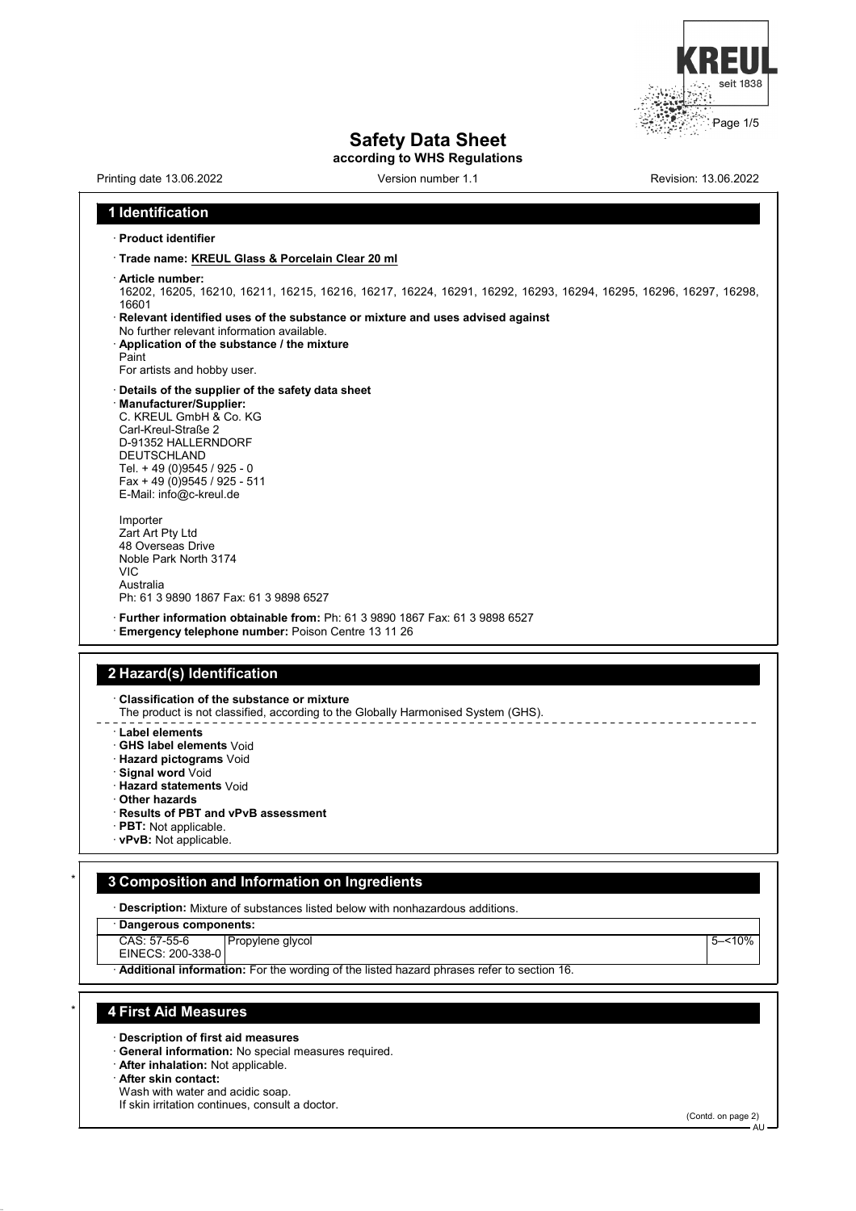# Safety Data Sheet

**according to WHS Regulations**

Printing date 13.06.2022 | Version number 1.1 | Revision: 13.06.2022

## 1 Identification

· **Product identifier**

· **Trade name: KREUL Glass & Porcelain Clear 20 ml**

· **Article number:**
16202, 16205, 16210, 16211, 16215, 16216, 16217, 16224, 16291, 16292, 16293, 16294, 16295, 16296, 16297, 16298, 16601

· **Relevant identified uses of the substance or mixture and uses advised against**
No further relevant information available.

· **Application of the substance / the mixture**
Paint
For artists and hobby user.

· **Details of the supplier of the safety data sheet**

· **Manufacturer/Supplier:**
C. KREUL GmbH & Co. KG
Carl-Kreul-Straße 2
D-91352 HALLERNDORF
DEUTSCHLAND
Tel. + 49 (0)9545 / 925 - 0
Fax + 49 (0)9545 / 925 - 511
E-Mail: info@c-kreul.de

Importer
Zart Art Pty Ltd
48 Overseas Drive
Noble Park North 3174
VIC
Australia
Ph: 61 3 9890 1867 Fax: 61 3 9898 6527

· **Further information obtainable from:** Ph: 61 3 9890 1867 Fax: 61 3 9898 6527

· **Emergency telephone number:** Poison Centre 13 11 26

## 2 Hazard(s) Identification

· **Classification of the substance or mixture**
The product is not classified, according to the Globally Harmonised System (GHS).

· **Label elements**

· **GHS label elements** Void

· **Hazard pictograms** Void

· **Signal word** Void

· **Hazard statements** Void

· **Other hazards**

· **Results of PBT and vPvB assessment**

· **PBT:** Not applicable.

· **vPvB:** Not applicable.

## 3 Composition and Information on Ingredients

· **Description:** Mixture of substances listed below with nonhazardous additions.

| · **Dangerous components:** | | |
|---|---|---|
| CAS: 57-55-6<br>EINECS: 200-338-0 | Propylene glycol | 5–<10% |

· **Additional information:** For the wording of the listed hazard phrases refer to section 16.

## 4 First Aid Measures

· **Description of first aid measures**

· **General information:** No special measures required.

· **After inhalation:** Not applicable.

· **After skin contact:**
Wash with water and acidic soap.
If skin irritation continues, consult a doctor.

(Contd. on page 2)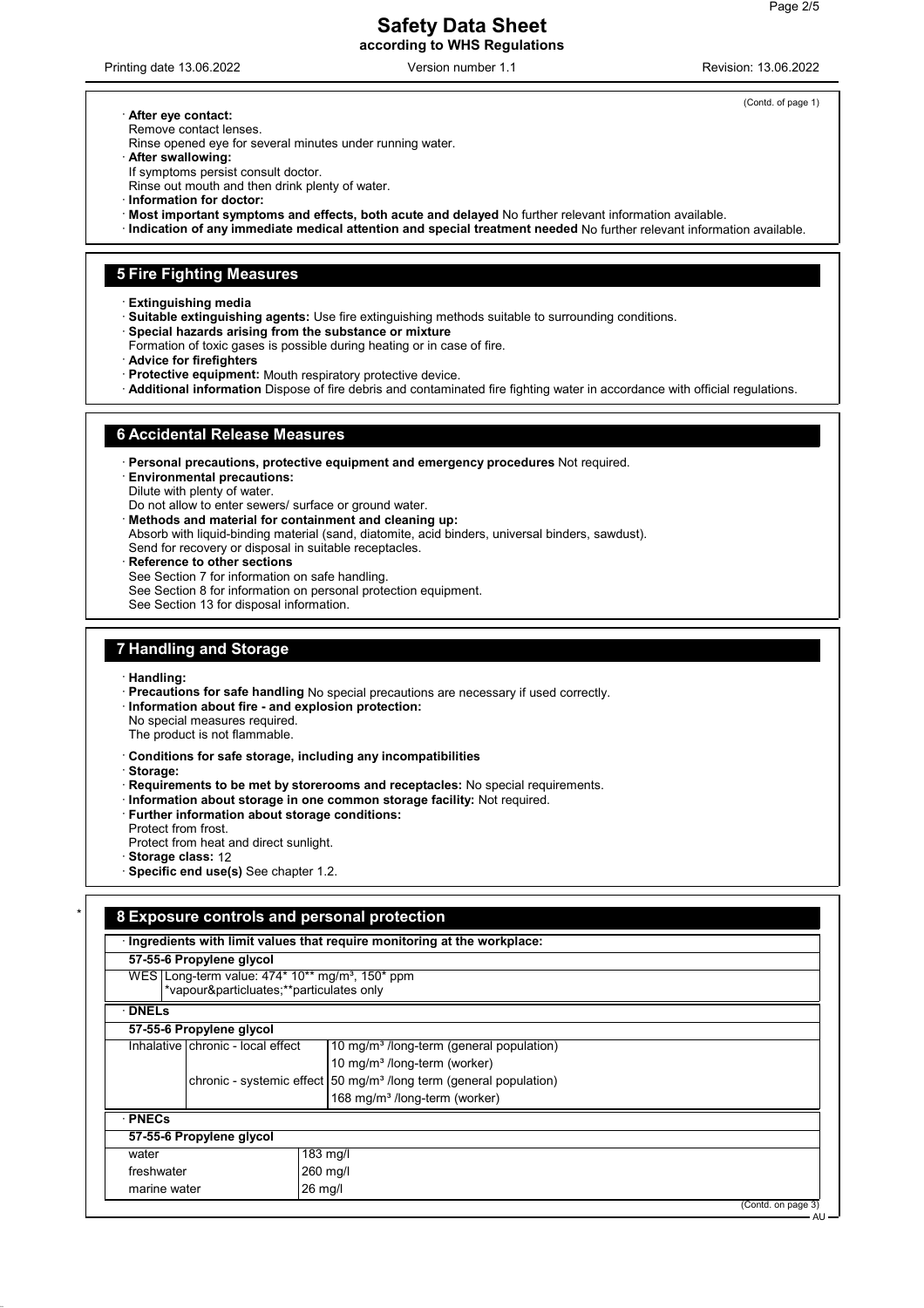(Contd. of page 1)

· **After eye contact:**
Remove contact lenses.
Rinse opened eye for several minutes under running water.
· **After swallowing:**
If symptoms persist consult doctor.
Rinse out mouth and then drink plenty of water.
· **Information for doctor:**
· **Most important symptoms and effects, both acute and delayed** No further relevant information available.
· **Indication of any immediate medical attention and special treatment needed** No further relevant information available.

## 5 Fire Fighting Measures

· **Extinguishing media**
· **Suitable extinguishing agents:** Use fire extinguishing methods suitable to surrounding conditions.
· **Special hazards arising from the substance or mixture**
Formation of toxic gases is possible during heating or in case of fire.
· **Advice for firefighters**
· **Protective equipment:** Mouth respiratory protective device.
· **Additional information** Dispose of fire debris and contaminated fire fighting water in accordance with official regulations.

## 6 Accidental Release Measures

· **Personal precautions, protective equipment and emergency procedures** Not required.
· **Environmental precautions:**
Dilute with plenty of water.
Do not allow to enter sewers/ surface or ground water.
· **Methods and material for containment and cleaning up:**
Absorb with liquid-binding material (sand, diatomite, acid binders, universal binders, sawdust).
Send for recovery or disposal in suitable receptacles.
· **Reference to other sections**
See Section 7 for information on safe handling.
See Section 8 for information on personal protection equipment.
See Section 13 for disposal information.

## 7 Handling and Storage

· **Handling:**
· **Precautions for safe handling** No special precautions are necessary if used correctly.
· **Information about fire - and explosion protection:**
No special measures required.
The product is not flammable.

· **Conditions for safe storage, including any incompatibilities**
· **Storage:**
· **Requirements to be met by storerooms and receptacles:** No special requirements.
· **Information about storage in one common storage facility:** Not required.
· **Further information about storage conditions:**
Protect from frost.
Protect from heat and direct sunlight.
· **Storage class:** 12
· **Specific end use(s)** See chapter 1.2.

## * 8 Exposure controls and personal protection

· **Ingredients with limit values that require monitoring at the workplace:**

**57-55-6 Propylene glycol**

| | |
|---|---|
| WES | Long-term value: 474* 10** mg/m³, 150* ppm<br>*vapour&particluates;**particulates only |

· **DNELs**

**57-55-6 Propylene glycol**

| | | |
|---|---|---|
| Inhalative | chronic - local effect | 10 mg/m³ /long-term (general population) |
| | | 10 mg/m³ /long-term (worker) |
| | chronic - systemic effect | 50 mg/m³ /long term (general population) |
| | | 168 mg/m³ /long-term (worker) |

· **PNECs**

**57-55-6 Propylene glycol**

| | |
|---|---|
| water | 183 mg/l |
| freshwater | 260 mg/l |
| marine water | 26 mg/l |

(Contd. on page 3)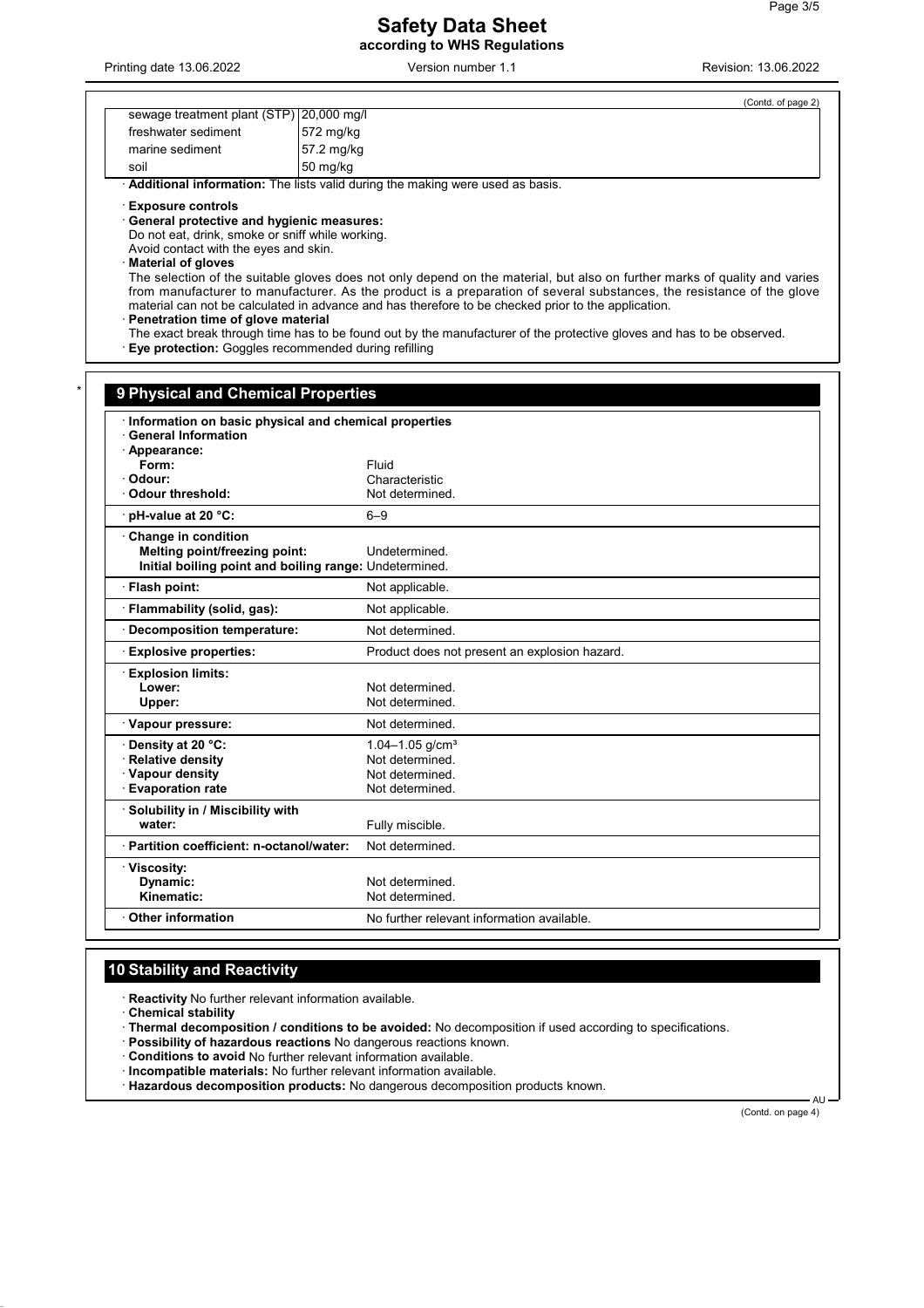(Contd. of page 2)

| | |
|---|---|
| sewage treatment plant (STP) | 20,000 mg/l |
| freshwater sediment | 572 mg/kg |
| marine sediment | 57.2 mg/kg |
| soil | 50 mg/kg |

· **Additional information:** The lists valid during the making were used as basis.

· **Exposure controls**
· **General protective and hygienic measures:**
Do not eat, drink, smoke or sniff while working.
Avoid contact with the eyes and skin.
· **Material of gloves**
The selection of the suitable gloves does not only depend on the material, but also on further marks of quality and varies from manufacturer to manufacturer. As the product is a preparation of several substances, the resistance of the glove material can not be calculated in advance and has therefore to be checked prior to the application.
· **Penetration time of glove material**
The exact break through time has to be found out by the manufacturer of the protective gloves and has to be observed.
· **Eye protection:** Goggles recommended during refilling

## 9 Physical and Chemical Properties

| | |
|---|---|
| · **Information on basic physical and chemical properties** | |
| · **General Information** | |
| · **Appearance:** | |
| **Form:** | Fluid |
| · **Odour:** | Characteristic |
| · **Odour threshold:** | Not determined. |
| · **pH-value at 20 °C:** | 6–9 |
| · **Change in condition** | |
| **Melting point/freezing point:** | Undetermined. |
| **Initial boiling point and boiling range:** | Undetermined. |
| · **Flash point:** | Not applicable. |
| · **Flammability (solid, gas):** | Not applicable. |
| · **Decomposition temperature:** | Not determined. |
| · **Explosive properties:** | Product does not present an explosion hazard. |
| · **Explosion limits:** | |
| **Lower:** | Not determined. |
| **Upper:** | Not determined. |
| · **Vapour pressure:** | Not determined. |
| · **Density at 20 °C:** | 1.04–1.05 g/cm³ |
| · **Relative density** | Not determined. |
| · **Vapour density** | Not determined. |
| · **Evaporation rate** | Not determined. |
| · **Solubility in / Miscibility with water:** | Fully miscible. |
| · **Partition coefficient: n-octanol/water:** | Not determined. |
| · **Viscosity:** | |
| **Dynamic:** | Not determined. |
| **Kinematic:** | Not determined. |
| · **Other information** | No further relevant information available. |

## 10 Stability and Reactivity

· **Reactivity** No further relevant information available.
· **Chemical stability**
· **Thermal decomposition / conditions to be avoided:** No decomposition if used according to specifications.
· **Possibility of hazardous reactions** No dangerous reactions known.
· **Conditions to avoid** No further relevant information available.
· **Incompatible materials:** No further relevant information available.
· **Hazardous decomposition products:** No dangerous decomposition products known.

(Contd. on page 4)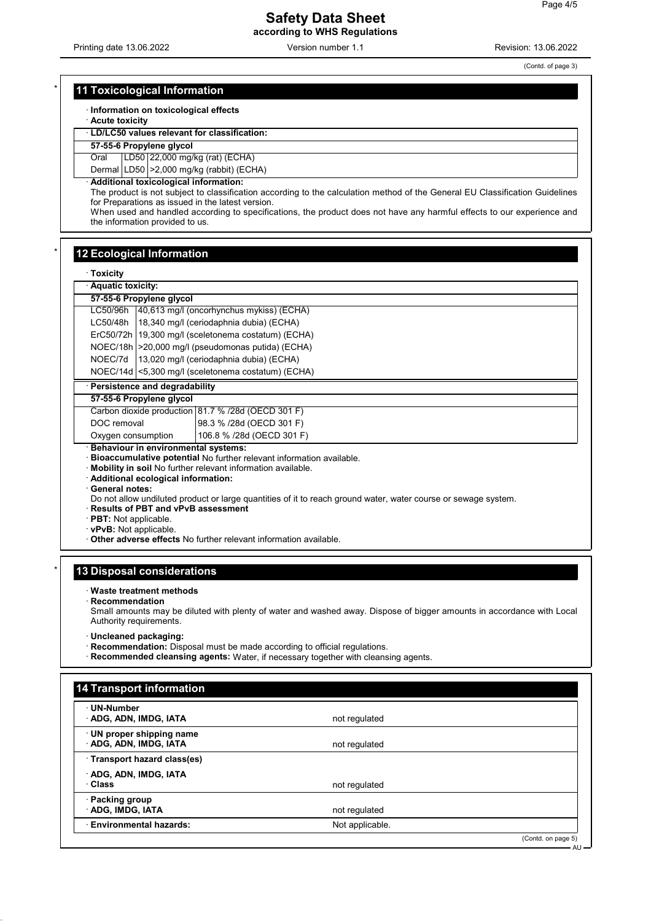(Contd. of page 3)

## 11 Toxicological Information

· **Information on toxicological effects**
· **Acute toxicity**

· **LD/LC50 values relevant for classification:**

| **57-55-6 Propylene glycol** | | |
|---|---|---|
| Oral | LD50 | 22,000 mg/kg (rat) (ECHA) |
| Dermal | LD50 | >2,000 mg/kg (rabbit) (ECHA) |

· **Additional toxicological information:**
The product is not subject to classification according to the calculation method of the General EU Classification Guidelines for Preparations as issued in the latest version.
When used and handled according to specifications, the product does not have any harmful effects to our experience and the information provided to us.

## 12 Ecological Information

· **Toxicity**

· **Aquatic toxicity:**

| **57-55-6 Propylene glycol** | |
|---|---|
| LC50/96h | 40,613 mg/l (oncorhynchus mykiss) (ECHA) |
| LC50/48h | 18,340 mg/l (ceriodaphnia dubia) (ECHA) |
| ErC50/72h | 19,300 mg/l (sceletonema costatum) (ECHA) |
| NOEC/18h | >20,000 mg/l (pseudomonas putida) (ECHA) |
| NOEC/7d | 13,020 mg/l (ceriodaphnia dubia) (ECHA) |
| NOEC/14d | <5,300 mg/l (sceletonema costatum) (ECHA) |

· **Persistence and degradability**

| **57-55-6 Propylene glycol** | |
|---|---|
| Carbon dioxide production | 81.7 % /28d (OECD 301 F) |
| DOC removal | 98.3 % /28d (OECD 301 F) |
| Oxygen consumption | 106.8 % /28d (OECD 301 F) |

· **Behaviour in environmental systems:**
· **Bioaccumulative potential** No further relevant information available.
· **Mobility in soil** No further relevant information available.
· **Additional ecological information:**
· **General notes:**
Do not allow undiluted product or large quantities of it to reach ground water, water course or sewage system.
· **Results of PBT and vPvB assessment**
· **PBT:** Not applicable.
· **vPvB:** Not applicable.
· **Other adverse effects** No further relevant information available.

## 13 Disposal considerations

· **Waste treatment methods**
· **Recommendation**
Small amounts may be diluted with plenty of water and washed away. Dispose of bigger amounts in accordance with Local Authority requirements.

· **Uncleaned packaging:**
· **Recommendation:** Disposal must be made according to official regulations.
· **Recommended cleansing agents:** Water, if necessary together with cleansing agents.

## 14 Transport information

| | |
|---|---|
| · **UN-Number**<br>· **ADG, ADN, IMDG, IATA** | not regulated |
| · **UN proper shipping name**<br>· **ADG, ADN, IMDG, IATA** | not regulated |
| · **Transport hazard class(es)** | |
| · **ADG, ADN, IMDG, IATA**<br>· **Class** | not regulated |
| · **Packing group**<br>· **ADG, IMDG, IATA** | not regulated |
| · **Environmental hazards:** | Not applicable. |

(Contd. on page 5)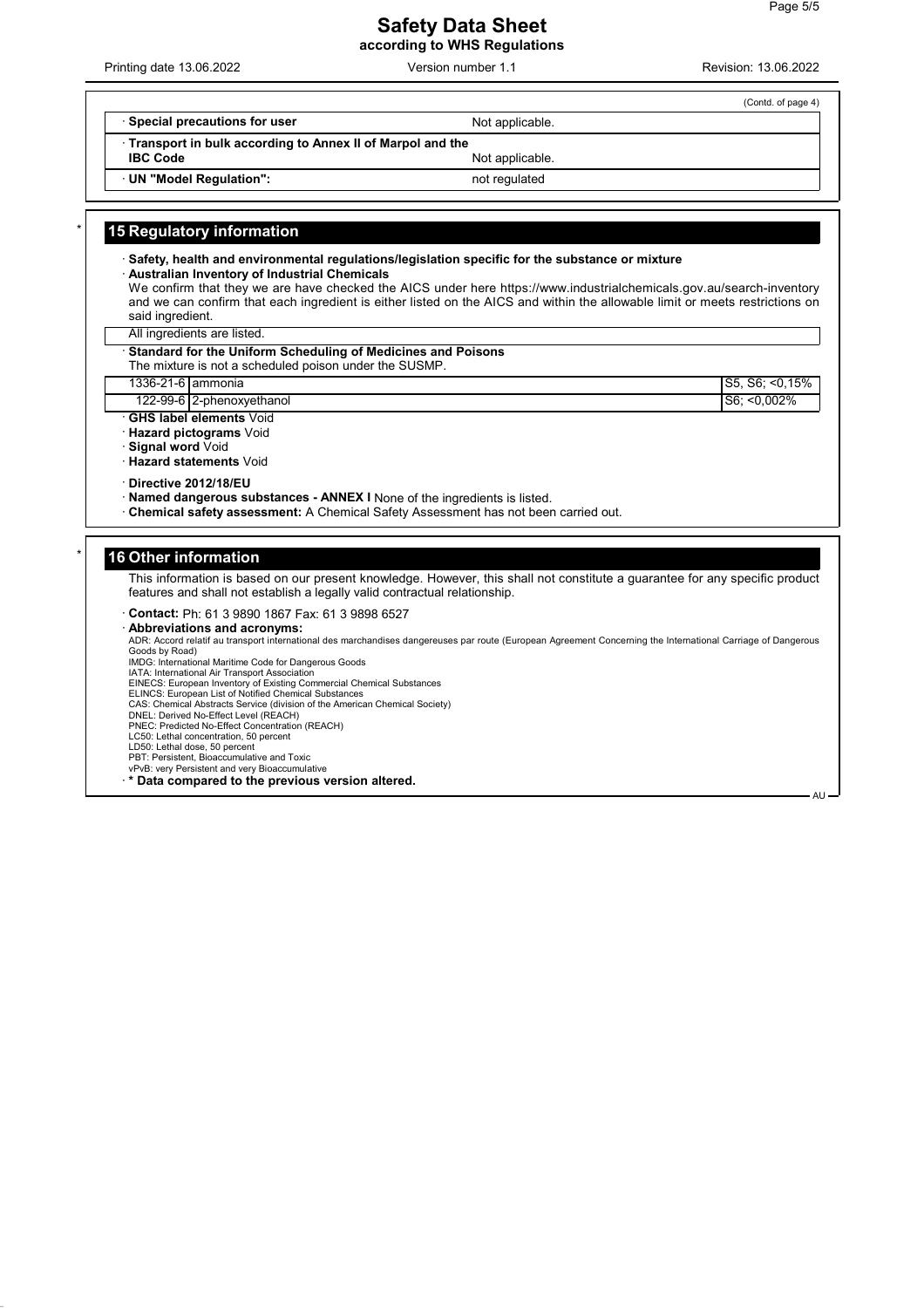(Contd. of page 4)

| | |
|---|---|
| · **Special precautions for user** | Not applicable. |
| · **Transport in bulk according to Annex II of Marpol and the IBC Code** | Not applicable. |
| · **UN "Model Regulation":** | not regulated |

## 15 Regulatory information

· **Safety, health and environmental regulations/legislation specific for the substance or mixture**

· **Australian Inventory of Industrial Chemicals**

We confirm that they we are have checked the AICS under here https://www.industrialchemicals.gov.au/search-inventory and we can confirm that each ingredient is either listed on the AICS and within the allowable limit or meets restrictions on said ingredient.

All ingredients are listed.

· **Standard for the Uniform Scheduling of Medicines and Poisons**

The mixture is not a scheduled poison under the SUSMP.

| | | |
|---|---|---|
| 1336-21-6 | ammonia | S5, S6; <0,15% |
| 122-99-6 | 2-phenoxyethanol | S6; <0,002% |

· **GHS label elements** Void

· **Hazard pictograms** Void

· **Signal word** Void

· **Hazard statements** Void

· **Directive 2012/18/EU**

· **Named dangerous substances - ANNEX I** None of the ingredients is listed.

· **Chemical safety assessment:** A Chemical Safety Assessment has not been carried out.

## 16 Other information

This information is based on our present knowledge. However, this shall not constitute a guarantee for any specific product features and shall not establish a legally valid contractual relationship.

· **Contact:** Ph: 61 3 9890 1867 Fax: 61 3 9898 6527

· **Abbreviations and acronyms:**

ADR: Accord relatif au transport international des marchandises dangereuses par route (European Agreement Concerning the International Carriage of Dangerous Goods by Road)
IMDG: International Maritime Code for Dangerous Goods
IATA: International Air Transport Association
EINECS: European Inventory of Existing Commercial Chemical Substances
ELINCS: European List of Notified Chemical Substances
CAS: Chemical Abstracts Service (division of the American Chemical Society)
DNEL: Derived No-Effect Level (REACH)
PNEC: Predicted No-Effect Concentration (REACH)
LC50: Lethal concentration, 50 percent
LD50: Lethal dose, 50 percent
PBT: Persistent, Bioaccumulative and Toxic
vPvB: very Persistent and very Bioaccumulative

· **\* Data compared to the previous version altered.**